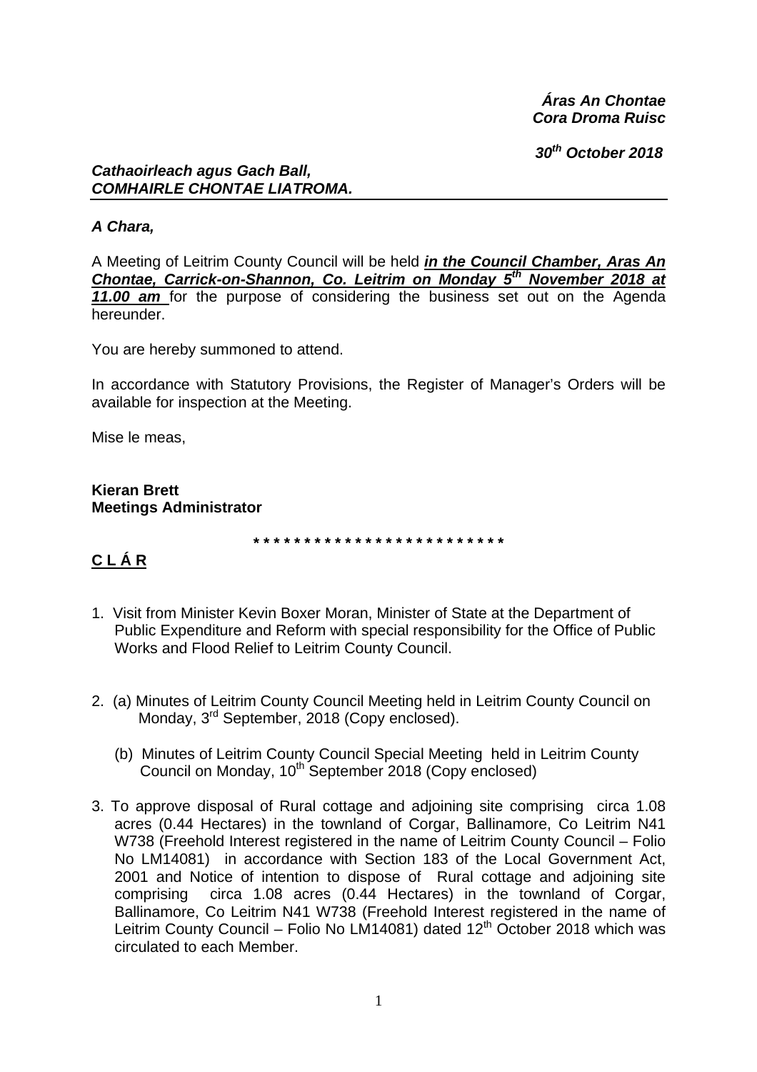*Áras An Chontae*
*Cora Droma Ruisc*

*30th October 2018*

***Cathaoirleach agus Gach Ball,***
***COMHAIRLE CHONTAE LIATROMA.***

***A Chara,***

A Meeting of Leitrim County Council will be held ***in the Council Chamber, Aras An Chontae, Carrick-on-Shannon, Co. Leitrim on Monday 5th November 2018 at 11.00 am*** for the purpose of considering the business set out on the Agenda hereunder.

You are hereby summoned to attend.

In accordance with Statutory Provisions, the Register of Manager's Orders will be available for inspection at the Meeting.

Mise le meas,

**Kieran Brett**
**Meetings Administrator**

\* \* \* \* \* \* \* \* \* \* \* \* \* \* \* \* \* \* \* \* \* \* \* \* \* \*

## C L Á R

1. Visit from Minister Kevin Boxer Moran, Minister of State at the Department of Public Expenditure and Reform with special responsibility for the Office of Public Works and Flood Relief to Leitrim County Council.

2. (a) Minutes of Leitrim County Council Meeting held in Leitrim County Council on Monday, 3rd September, 2018 (Copy enclosed).

   (b) Minutes of Leitrim County Council Special Meeting held in Leitrim County Council on Monday, 10th September 2018 (Copy enclosed)

3. To approve disposal of Rural cottage and adjoining site comprising circa 1.08 acres (0.44 Hectares) in the townland of Corgar, Ballinamore, Co Leitrim N41 W738 (Freehold Interest registered in the name of Leitrim County Council – Folio No LM14081) in accordance with Section 183 of the Local Government Act, 2001 and Notice of intention to dispose of Rural cottage and adjoining site comprising circa 1.08 acres (0.44 Hectares) in the townland of Corgar, Ballinamore, Co Leitrim N41 W738 (Freehold Interest registered in the name of Leitrim County Council – Folio No LM14081) dated 12th October 2018 which was circulated to each Member.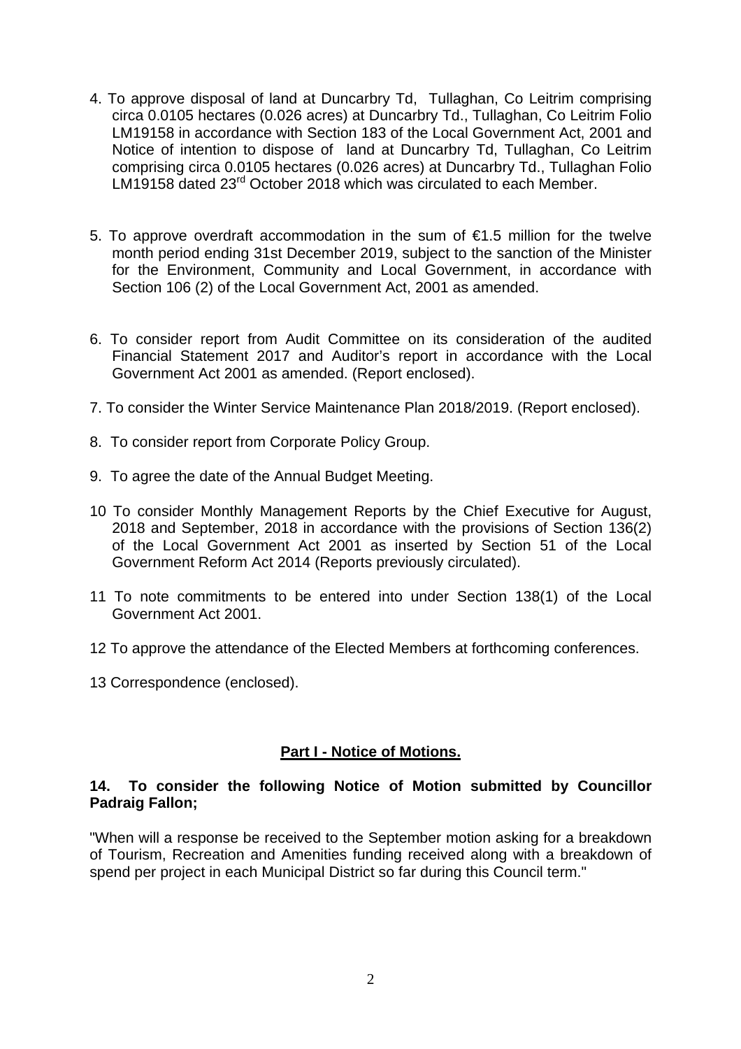4. To approve disposal of land at Duncarbry Td, Tullaghan, Co Leitrim comprising circa 0.0105 hectares (0.026 acres) at Duncarbry Td., Tullaghan, Co Leitrim Folio LM19158 in accordance with Section 183 of the Local Government Act, 2001 and Notice of intention to dispose of land at Duncarbry Td, Tullaghan, Co Leitrim comprising circa 0.0105 hectares (0.026 acres) at Duncarbry Td., Tullaghan Folio LM19158 dated 23rd October 2018 which was circulated to each Member.

5. To approve overdraft accommodation in the sum of €1.5 million for the twelve month period ending 31st December 2019, subject to the sanction of the Minister for the Environment, Community and Local Government, in accordance with Section 106 (2) of the Local Government Act, 2001 as amended.

6. To consider report from Audit Committee on its consideration of the audited Financial Statement 2017 and Auditor's report in accordance with the Local Government Act 2001 as amended. (Report enclosed).

7. To consider the Winter Service Maintenance Plan 2018/2019. (Report enclosed).

8. To consider report from Corporate Policy Group.

9. To agree the date of the Annual Budget Meeting.

10 To consider Monthly Management Reports by the Chief Executive for August, 2018 and September, 2018 in accordance with the provisions of Section 136(2) of the Local Government Act 2001 as inserted by Section 51 of the Local Government Reform Act 2014 (Reports previously circulated).

11 To note commitments to be entered into under Section 138(1) of the Local Government Act 2001.

12 To approve the attendance of the Elected Members at forthcoming conferences.

13 Correspondence (enclosed).

## Part I - Notice of Motions.

**14. To consider the following Notice of Motion submitted by Councillor Padraig Fallon;**

"When will a response be received to the September motion asking for a breakdown of Tourism, Recreation and Amenities funding received along with a breakdown of spend per project in each Municipal District so far during this Council term."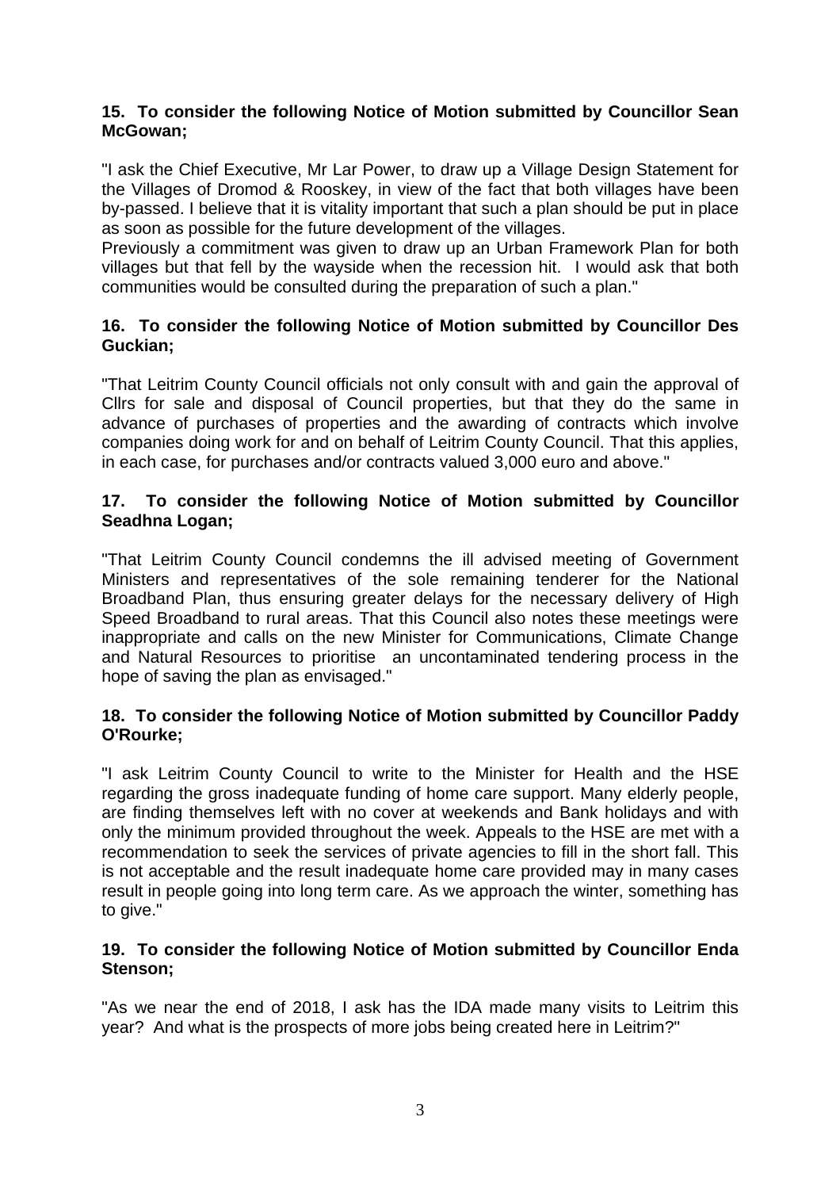**15. To consider the following Notice of Motion submitted by Councillor Sean McGowan;**

"I ask the Chief Executive, Mr Lar Power, to draw up a Village Design Statement for the Villages of Dromod & Rooskey, in view of the fact that both villages have been by-passed. I believe that it is vitality important that such a plan should be put in place as soon as possible for the future development of the villages.
Previously a commitment was given to draw up an Urban Framework Plan for both villages but that fell by the wayside when the recession hit. I would ask that both communities would be consulted during the preparation of such a plan."

**16. To consider the following Notice of Motion submitted by Councillor Des Guckian;**

"That Leitrim County Council officials not only consult with and gain the approval of Cllrs for sale and disposal of Council properties, but that they do the same in advance of purchases of properties and the awarding of contracts which involve companies doing work for and on behalf of Leitrim County Council. That this applies, in each case, for purchases and/or contracts valued 3,000 euro and above."

**17. To consider the following Notice of Motion submitted by Councillor Seadhna Logan;**

"That Leitrim County Council condemns the ill advised meeting of Government Ministers and representatives of the sole remaining tenderer for the National Broadband Plan, thus ensuring greater delays for the necessary delivery of High Speed Broadband to rural areas. That this Council also notes these meetings were inappropriate and calls on the new Minister for Communications, Climate Change and Natural Resources to prioritise an uncontaminated tendering process in the hope of saving the plan as envisaged."

**18. To consider the following Notice of Motion submitted by Councillor Paddy O'Rourke;**

"I ask Leitrim County Council to write to the Minister for Health and the HSE regarding the gross inadequate funding of home care support. Many elderly people, are finding themselves left with no cover at weekends and Bank holidays and with only the minimum provided throughout the week. Appeals to the HSE are met with a recommendation to seek the services of private agencies to fill in the short fall. This is not acceptable and the result inadequate home care provided may in many cases result in people going into long term care. As we approach the winter, something has to give."

**19. To consider the following Notice of Motion submitted by Councillor Enda Stenson;**

"As we near the end of 2018, I ask has the IDA made many visits to Leitrim this year? And what is the prospects of more jobs being created here in Leitrim?"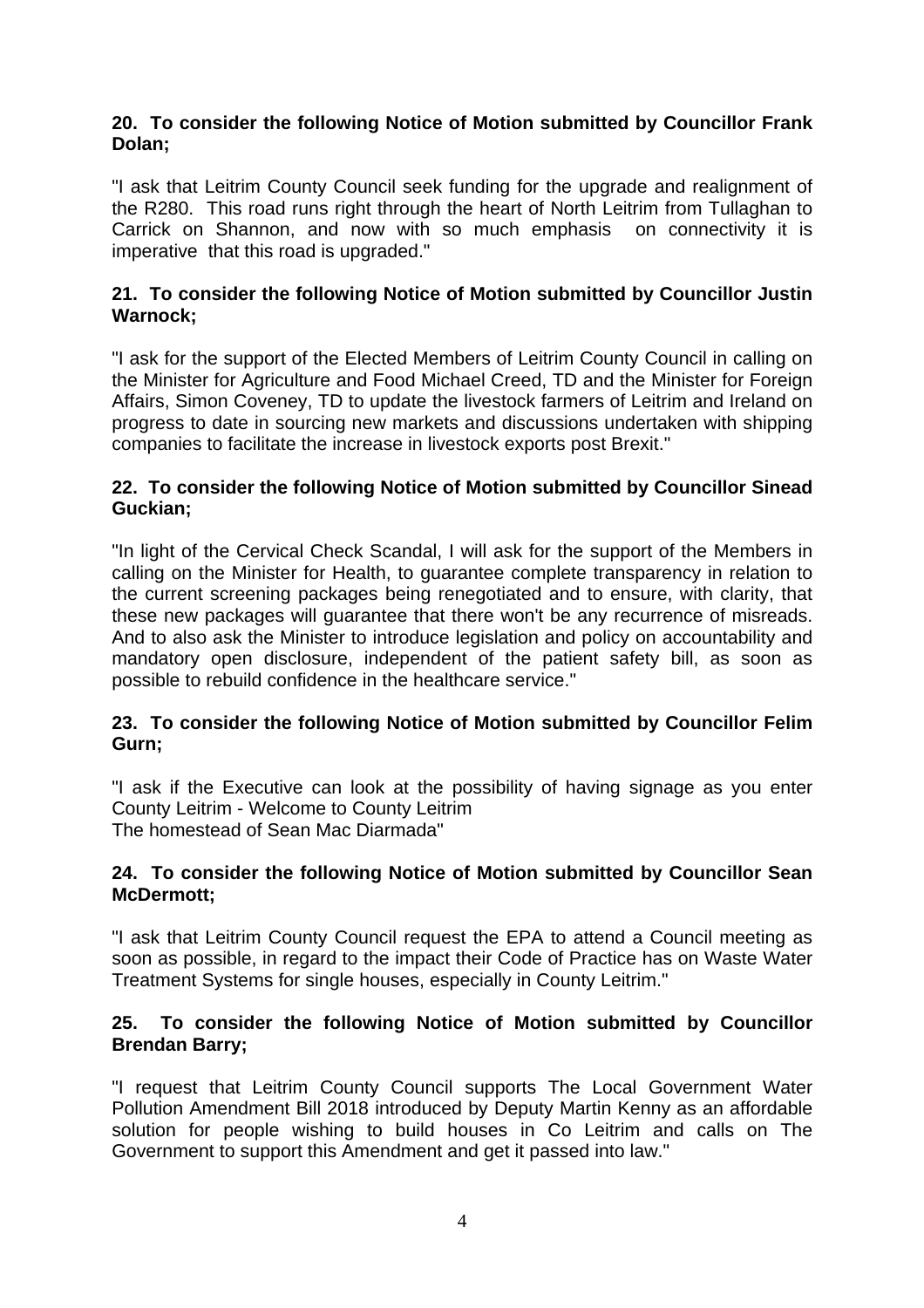**20. To consider the following Notice of Motion submitted by Councillor Frank Dolan;**

"I ask that Leitrim County Council seek funding for the upgrade and realignment of the R280. This road runs right through the heart of North Leitrim from Tullaghan to Carrick on Shannon, and now with so much emphasis on connectivity it is imperative that this road is upgraded."

**21. To consider the following Notice of Motion submitted by Councillor Justin Warnock;**

"I ask for the support of the Elected Members of Leitrim County Council in calling on the Minister for Agriculture and Food Michael Creed, TD and the Minister for Foreign Affairs, Simon Coveney, TD to update the livestock farmers of Leitrim and Ireland on progress to date in sourcing new markets and discussions undertaken with shipping companies to facilitate the increase in livestock exports post Brexit."

**22. To consider the following Notice of Motion submitted by Councillor Sinead Guckian;**

"In light of the Cervical Check Scandal, I will ask for the support of the Members in calling on the Minister for Health, to guarantee complete transparency in relation to the current screening packages being renegotiated and to ensure, with clarity, that these new packages will guarantee that there won't be any recurrence of misreads. And to also ask the Minister to introduce legislation and policy on accountability and mandatory open disclosure, independent of the patient safety bill, as soon as possible to rebuild confidence in the healthcare service."

**23. To consider the following Notice of Motion submitted by Councillor Felim Gurn;**

"I ask if the Executive can look at the possibility of having signage as you enter County Leitrim - Welcome to County Leitrim
The homestead of Sean Mac Diarmada"

**24. To consider the following Notice of Motion submitted by Councillor Sean McDermott;**

"I ask that Leitrim County Council request the EPA to attend a Council meeting as soon as possible, in regard to the impact their Code of Practice has on Waste Water Treatment Systems for single houses, especially in County Leitrim."

**25. To consider the following Notice of Motion submitted by Councillor Brendan Barry;**

"I request that Leitrim County Council supports The Local Government Water Pollution Amendment Bill 2018 introduced by Deputy Martin Kenny as an affordable solution for people wishing to build houses in Co Leitrim and calls on The Government to support this Amendment and get it passed into law."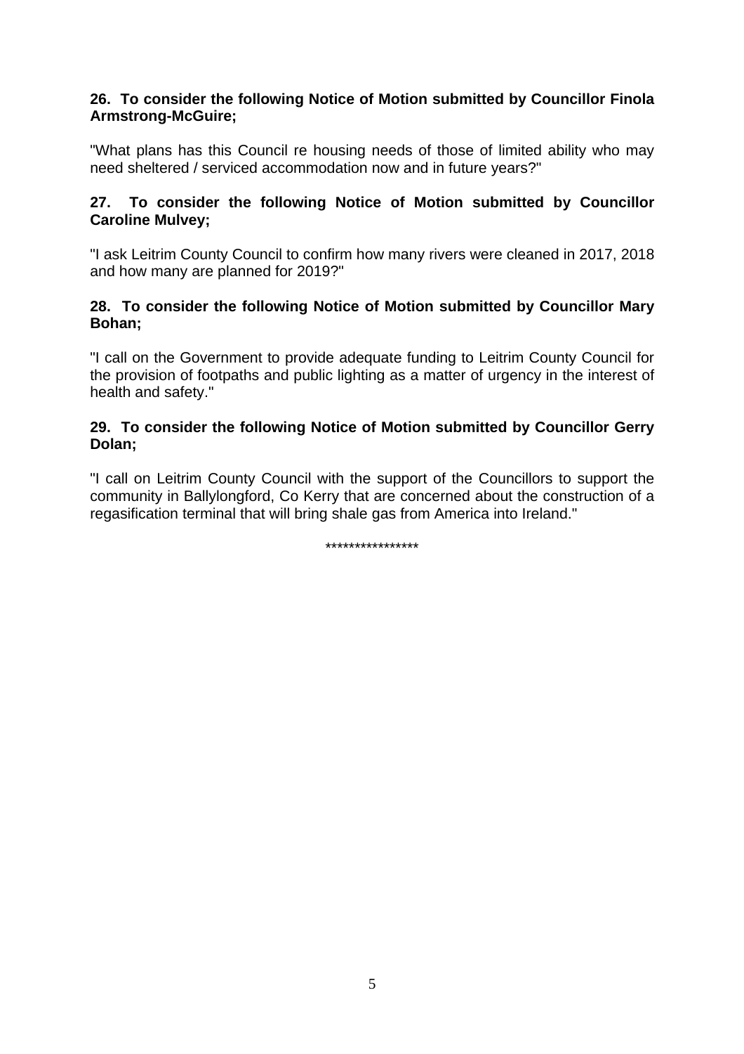**26. To consider the following Notice of Motion submitted by Councillor Finola Armstrong-McGuire;**

"What plans has this Council re housing needs of those of limited ability who may need sheltered / serviced accommodation now and in future years?"

**27. To consider the following Notice of Motion submitted by Councillor Caroline Mulvey;**

"I ask Leitrim County Council to confirm how many rivers were cleaned in 2017, 2018 and how many are planned for 2019?"

**28. To consider the following Notice of Motion submitted by Councillor Mary Bohan;**

"I call on the Government to provide adequate funding to Leitrim County Council for the provision of footpaths and public lighting as a matter of urgency in the interest of health and safety."

**29. To consider the following Notice of Motion submitted by Councillor Gerry Dolan;**

"I call on Leitrim County Council with the support of the Councillors to support the community in Ballylongford, Co Kerry that are concerned about the construction of a regasification terminal that will bring shale gas from America into Ireland."

****************